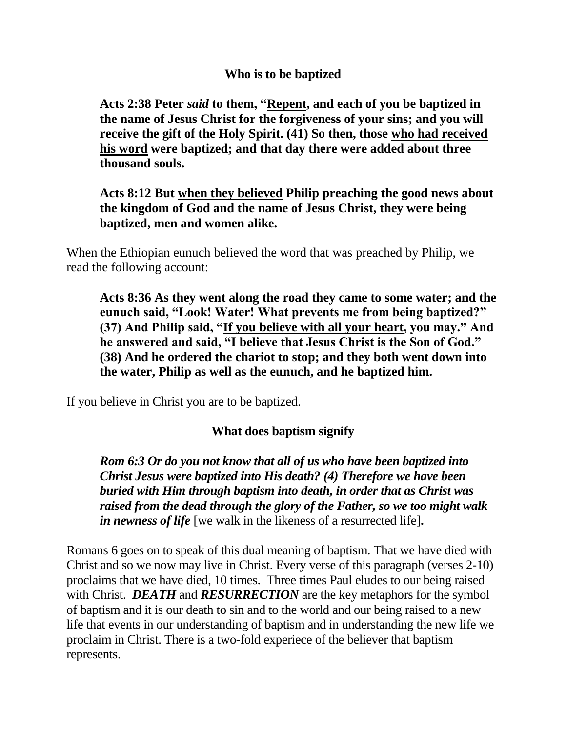### Who is to be baptized

> **Acts 2:38 Peter *said* to them, "<u>Repent</u>, and each of you be baptized in the name of Jesus Christ for the forgiveness of your sins; and you will receive the gift of the Holy Spirit. (41) So then, those <u>who had received his word</u> were baptized; and that day there were added about three thousand souls.**

> **Acts 8:12 But <u>when they believed</u> Philip preaching the good news about the kingdom of God and the name of Jesus Christ, they were being baptized, men and women alike.**

When the Ethiopian eunuch believed the word that was preached by Philip, we read the following account:

> **Acts 8:36 As they went along the road they came to some water; and the eunuch said, "Look! Water! What prevents me from being baptized?" (37) And Philip said, "<u>If you believe with all your heart</u>, you may." And he answered and said, "I believe that Jesus Christ is the Son of God." (38) And he ordered the chariot to stop; and they both went down into the water, Philip as well as the eunuch, and he baptized him.**

If you believe in Christ you are to be baptized.

### What does baptism signify

> ***Rom 6:3 Or do you not know that all of us who have been baptized into Christ Jesus were baptized into His death? (4) Therefore we have been buried with Him through baptism into death, in order that as Christ was raised from the dead through the glory of the Father, so we too might walk in newness of life*** [we walk in the likeness of a resurrected life]**.**

Romans 6 goes on to speak of this dual meaning of baptism. That we have died with Christ and so we now may live in Christ. Every verse of this paragraph (verses 2-10) proclaims that we have died, 10 times. Three times Paul eludes to our being raised with Christ. ***DEATH*** and ***RESURRECTION*** are the key metaphors for the symbol of baptism and it is our death to sin and to the world and our being raised to a new life that events in our understanding of baptism and in understanding the new life we proclaim in Christ. There is a two-fold experiece of the believer that baptism represents.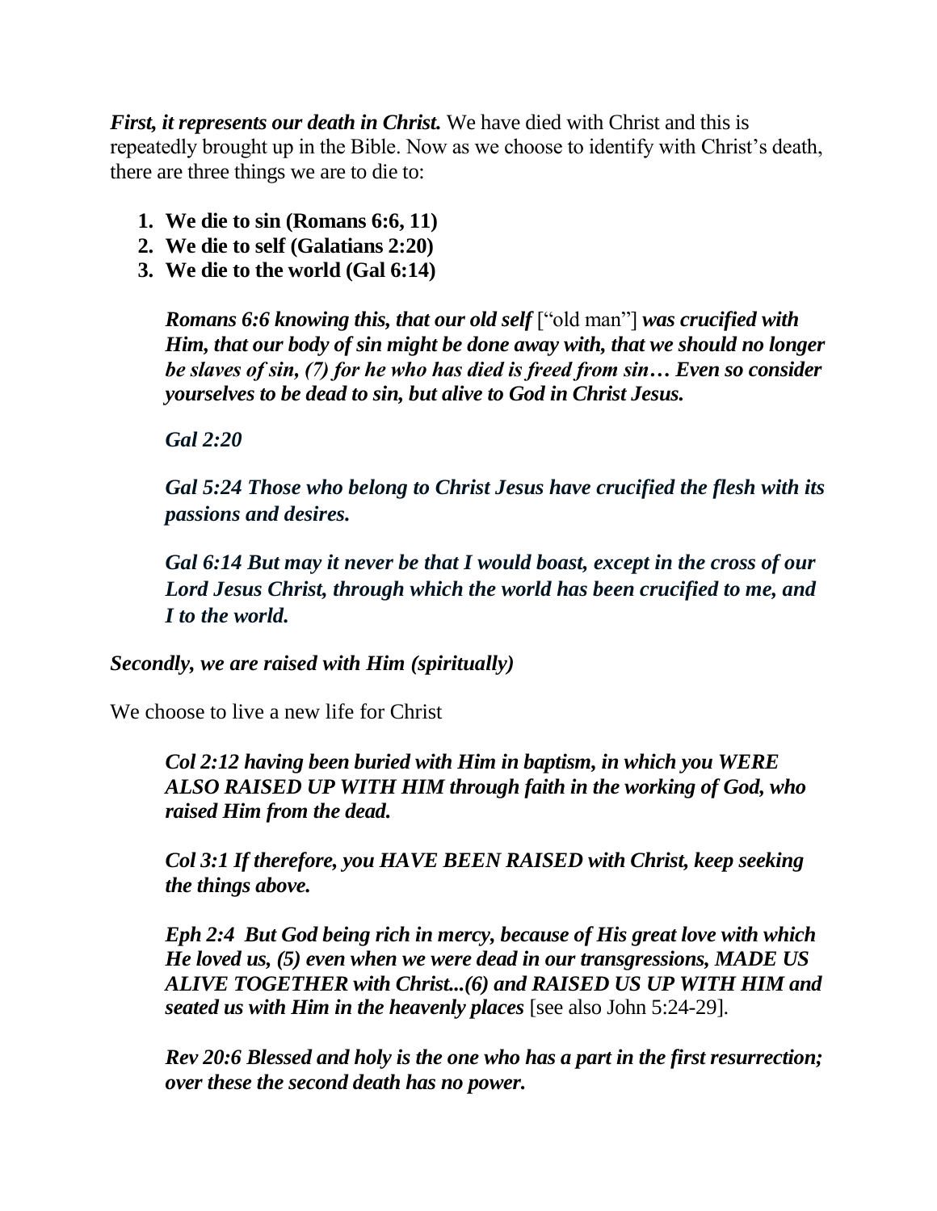***First, it represents our death in Christ.*** We have died with Christ and this is repeatedly brought up in the Bible. Now as we choose to identify with Christ's death, there are three things we are to die to:

1. **We die to sin (Romans 6:6, 11)**
2. **We die to self (Galatians 2:20)**
3. **We die to the world (Gal 6:14)**

> ***Romans 6:6 knowing this, that our old self*** ["old man"] ***was crucified with Him, that our body of sin might be done away with, that we should no longer be slaves of sin, (7) for he who has died is freed from sin… Even so consider yourselves to be dead to sin, but alive to God in Christ Jesus.***
>
> ***Gal 2:20***
>
> ***Gal 5:24 Those who belong to Christ Jesus have crucified the flesh with its passions and desires.***
>
> ***Gal 6:14 But may it never be that I would boast, except in the cross of our Lord Jesus Christ, through which the world has been crucified to me, and I to the world.***

***Secondly, we are raised with Him (spiritually)***

We choose to live a new life for Christ

> ***Col 2:12 having been buried with Him in baptism, in which you WERE ALSO RAISED UP WITH HIM through faith in the working of God, who raised Him from the dead.***
>
> ***Col 3:1 If therefore, you HAVE BEEN RAISED with Christ, keep seeking the things above.***
>
> ***Eph 2:4 But God being rich in mercy, because of His great love with which He loved us, (5) even when we were dead in our transgressions, MADE US ALIVE TOGETHER with Christ...(6) and RAISED US UP WITH HIM and seated us with Him in the heavenly places*** [see also John 5:24-29].
>
> ***Rev 20:6 Blessed and holy is the one who has a part in the first resurrection; over these the second death has no power.***